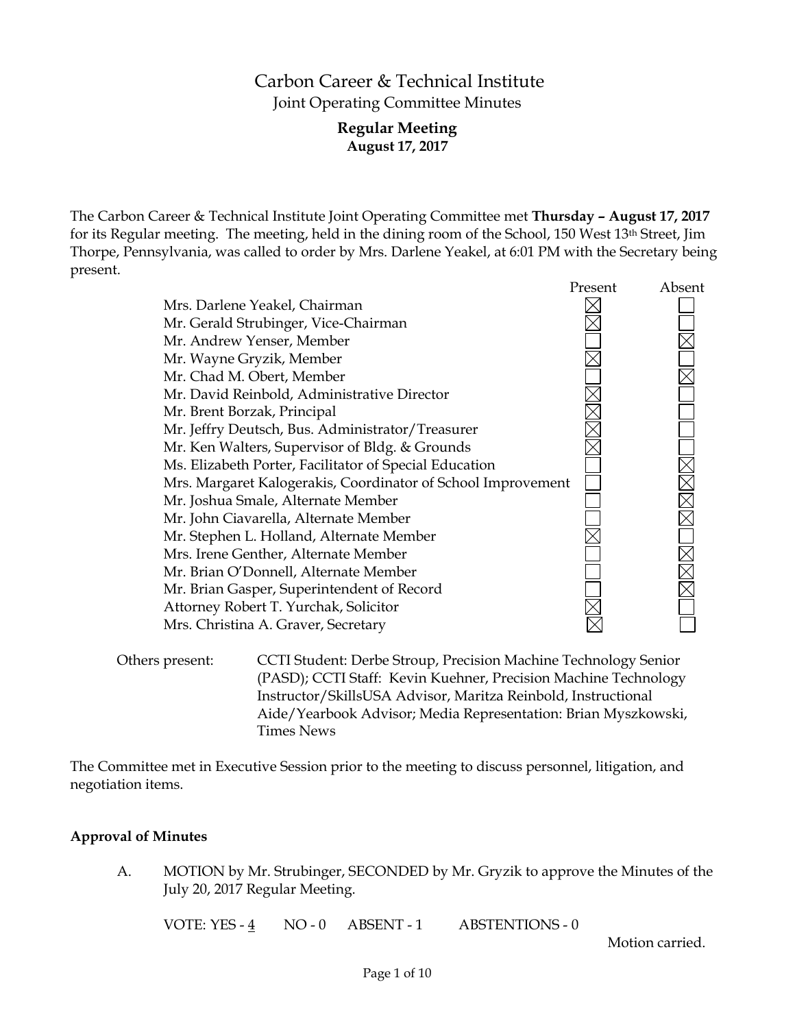# Carbon Career & Technical Institute

## Joint Operating Committee Minutes

### Regular Meeting

**August 17, 2017**

The Carbon Career & Technical Institute Joint Operating Committee met **Thursday – August 17, 2017** for its Regular meeting. The meeting, held in the dining room of the School, 150 West 13th Street, Jim Thorpe, Pennsylvania, was called to order by Mrs. Darlene Yeakel, at 6:01 PM with the Secretary being present.

| | Present | Absent |
|---|---|---|
| Mrs. Darlene Yeakel, Chairman | ☒ | ☐ |
| Mr. Gerald Strubinger, Vice-Chairman | ☒ | ☐ |
| Mr. Andrew Yenser, Member | ☐ | ☒ |
| Mr. Wayne Gryzik, Member | ☒ | ☐ |
| Mr. Chad M. Obert, Member | ☐ | ☒ |
| Mr. David Reinbold, Administrative Director | ☒ | ☐ |
| Mr. Brent Borzak, Principal | ☒ | ☐ |
| Mr. Jeffry Deutsch, Bus. Administrator/Treasurer | ☒ | ☐ |
| Mr. Ken Walters, Supervisor of Bldg. & Grounds | ☒ | ☐ |
| Ms. Elizabeth Porter, Facilitator of Special Education | ☐ | ☒ |
| Mrs. Margaret Kalogerakis, Coordinator of School Improvement | ☐ | ☒ |
| Mr. Joshua Smale, Alternate Member | ☐ | ☒ |
| Mr. John Ciavarella, Alternate Member | ☐ | ☒ |
| Mr. Stephen L. Holland, Alternate Member | ☒ | ☐ |
| Mrs. Irene Genther, Alternate Member | ☐ | ☒ |
| Mr. Brian O'Donnell, Alternate Member | ☐ | ☒ |
| Mr. Brian Gasper, Superintendent of Record | ☐ | ☒ |
| Attorney Robert T. Yurchak, Solicitor | ☒ | ☐ |
| Mrs. Christina A. Graver, Secretary | ☒ | ☐ |

Others present: CCTI Student: Derbe Stroup, Precision Machine Technology Senior (PASD); CCTI Staff: Kevin Kuehner, Precision Machine Technology Instructor/SkillsUSA Advisor, Maritza Reinbold, Instructional Aide/Yearbook Advisor; Media Representation: Brian Myszkowski, Times News

The Committee met in Executive Session prior to the meeting to discuss personnel, litigation, and negotiation items.

**Approval of Minutes**

A. MOTION by Mr. Strubinger, SECONDED by Mr. Gryzik to approve the Minutes of the July 20, 2017 Regular Meeting.

VOTE: YES - 4 NO - 0 ABSENT - 1 ABSTENTIONS - 0

Motion carried.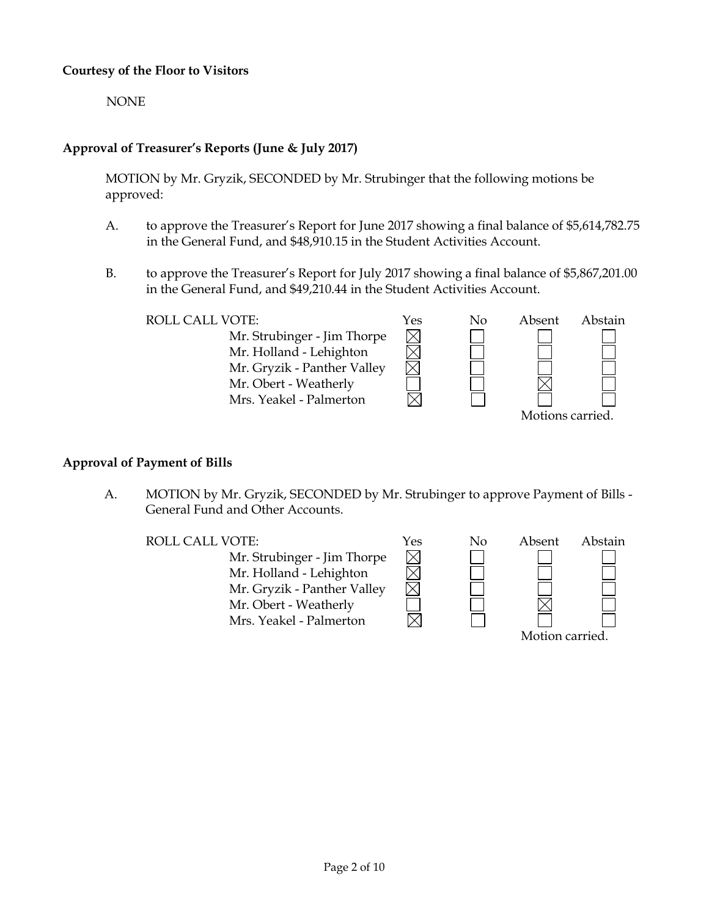**Courtesy of the Floor to Visitors**

NONE

**Approval of Treasurer's Reports (June & July 2017)**

MOTION by Mr. Gryzik, SECONDED by Mr. Strubinger that the following motions be approved:

A. to approve the Treasurer's Report for June 2017 showing a final balance of $5,614,782.75 in the General Fund, and $48,910.15 in the Student Activities Account.

B. to approve the Treasurer's Report for July 2017 showing a final balance of $5,867,201.00 in the General Fund, and $49,210.44 in the Student Activities Account.

| ROLL CALL VOTE: | Yes | No | Absent | Abstain |
|---|---|---|---|---|
| Mr. Strubinger - Jim Thorpe | ☒ | ☐ | ☐ | ☐ |
| Mr. Holland - Lehighton | ☒ | ☐ | ☐ | ☐ |
| Mr. Gryzik - Panther Valley | ☒ | ☐ | ☐ | ☐ |
| Mr. Obert - Weatherly | ☐ | ☐ | ☒ | ☐ |
| Mrs. Yeakel - Palmerton | ☒ | ☐ | ☐ | ☐ |

Motions carried.

**Approval of Payment of Bills**

A. MOTION by Mr. Gryzik, SECONDED by Mr. Strubinger to approve Payment of Bills - General Fund and Other Accounts.

| ROLL CALL VOTE: | Yes | No | Absent | Abstain |
|---|---|---|---|---|
| Mr. Strubinger - Jim Thorpe | ☒ | ☐ | ☐ | ☐ |
| Mr. Holland - Lehighton | ☒ | ☐ | ☐ | ☐ |
| Mr. Gryzik - Panther Valley | ☒ | ☐ | ☐ | ☐ |
| Mr. Obert - Weatherly | ☐ | ☐ | ☒ | ☐ |
| Mrs. Yeakel - Palmerton | ☒ | ☐ | ☐ | ☐ |

Motion carried.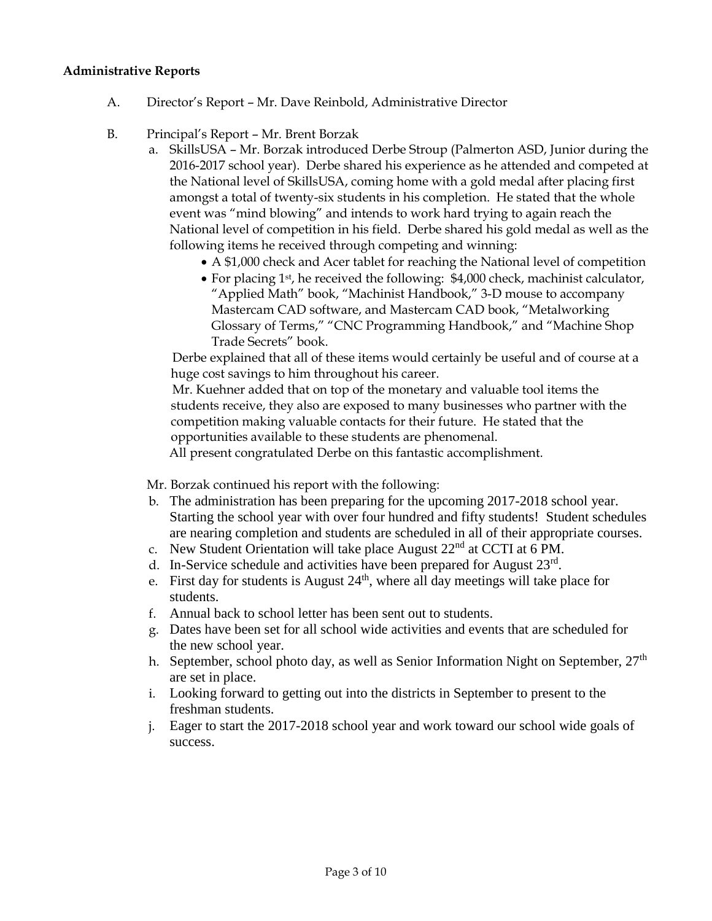**Administrative Reports**

A. Director's Report – Mr. Dave Reinbold, Administrative Director

B. Principal's Report – Mr. Brent Borzak

a. SkillsUSA – Mr. Borzak introduced Derbe Stroup (Palmerton ASD, Junior during the 2016-2017 school year). Derbe shared his experience as he attended and competed at the National level of SkillsUSA, coming home with a gold medal after placing first amongst a total of twenty-six students in his completion. He stated that the whole event was "mind blowing" and intends to work hard trying to again reach the National level of competition in his field. Derbe shared his gold medal as well as the following items he received through competing and winning:

- A $1,000 check and Acer tablet for reaching the National level of competition
- For placing 1st, he received the following: $4,000 check, machinist calculator, "Applied Math" book, "Machinist Handbook," 3-D mouse to accompany Mastercam CAD software, and Mastercam CAD book, "Metalworking Glossary of Terms," "CNC Programming Handbook," and "Machine Shop Trade Secrets" book.

Derbe explained that all of these items would certainly be useful and of course at a huge cost savings to him throughout his career.

Mr. Kuehner added that on top of the monetary and valuable tool items the students receive, they also are exposed to many businesses who partner with the competition making valuable contacts for their future. He stated that the opportunities available to these students are phenomenal.

All present congratulated Derbe on this fantastic accomplishment.

Mr. Borzak continued his report with the following:

b. The administration has been preparing for the upcoming 2017-2018 school year. Starting the school year with over four hundred and fifty students! Student schedules are nearing completion and students are scheduled in all of their appropriate courses.

c. New Student Orientation will take place August 22nd at CCTI at 6 PM.

d. In-Service schedule and activities have been prepared for August 23rd.

e. First day for students is August 24th, where all day meetings will take place for students.

f. Annual back to school letter has been sent out to students.

g. Dates have been set for all school wide activities and events that are scheduled for the new school year.

h. September, school photo day, as well as Senior Information Night on September, 27th are set in place.

i. Looking forward to getting out into the districts in September to present to the freshman students.

j. Eager to start the 2017-2018 school year and work toward our school wide goals of success.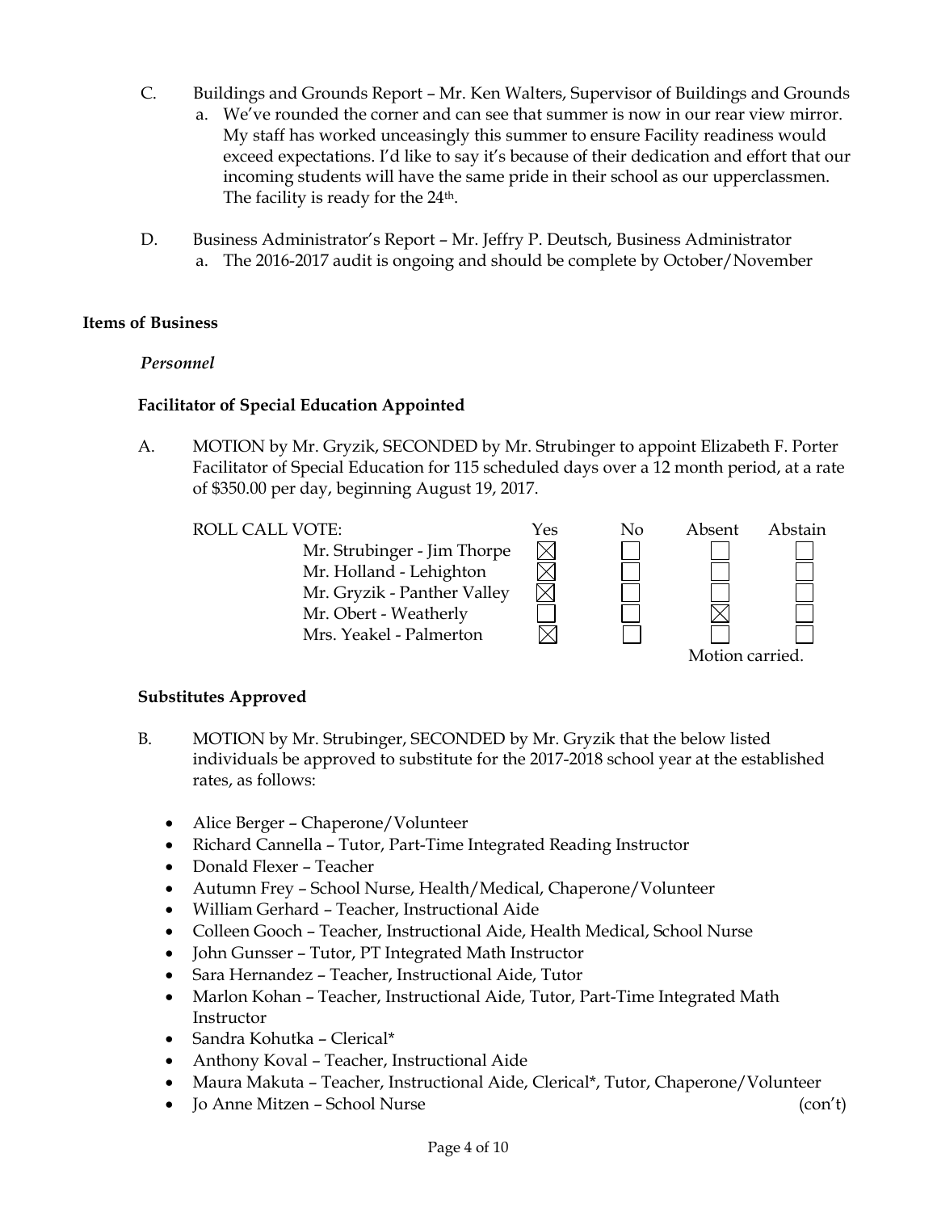C. Buildings and Grounds Report – Mr. Ken Walters, Supervisor of Buildings and Grounds

a. We've rounded the corner and can see that summer is now in our rear view mirror. My staff has worked unceasingly this summer to ensure Facility readiness would exceed expectations. I'd like to say it's because of their dedication and effort that our incoming students will have the same pride in their school as our upperclassmen. The facility is ready for the 24th.

D. Business Administrator's Report – Mr. Jeffry P. Deutsch, Business Administrator

a. The 2016-2017 audit is ongoing and should be complete by October/November

**Items of Business**

***Personnel***

**Facilitator of Special Education Appointed**

A. MOTION by Mr. Gryzik, SECONDED by Mr. Strubinger to appoint Elizabeth F. Porter Facilitator of Special Education for 115 scheduled days over a 12 month period, at a rate of $350.00 per day, beginning August 19, 2017.

| ROLL CALL VOTE: | Yes | No | Absent | Abstain |
|---|---|---|---|---|
| Mr. Strubinger - Jim Thorpe | ☒ | ☐ | ☐ | ☐ |
| Mr. Holland - Lehighton | ☒ | ☐ | ☐ | ☐ |
| Mr. Gryzik - Panther Valley | ☒ | ☐ | ☐ | ☐ |
| Mr. Obert - Weatherly | ☐ | ☐ | ☒ | ☐ |
| Mrs. Yeakel - Palmerton | ☒ | ☐ | ☐ | ☐ |

Motion carried.

**Substitutes Approved**

B. MOTION by Mr. Strubinger, SECONDED by Mr. Gryzik that the below listed individuals be approved to substitute for the 2017-2018 school year at the established rates, as follows:

- Alice Berger – Chaperone/Volunteer
- Richard Cannella – Tutor, Part-Time Integrated Reading Instructor
- Donald Flexer – Teacher
- Autumn Frey – School Nurse, Health/Medical, Chaperone/Volunteer
- William Gerhard – Teacher, Instructional Aide
- Colleen Gooch – Teacher, Instructional Aide, Health Medical, School Nurse
- John Gunsser – Tutor, PT Integrated Math Instructor
- Sara Hernandez – Teacher, Instructional Aide, Tutor
- Marlon Kohan – Teacher, Instructional Aide, Tutor, Part-Time Integrated Math Instructor
- Sandra Kohutka – Clerical*
- Anthony Koval – Teacher, Instructional Aide
- Maura Makuta – Teacher, Instructional Aide, Clerical*, Tutor, Chaperone/Volunteer
- Jo Anne Mitzen – School Nurse (con't)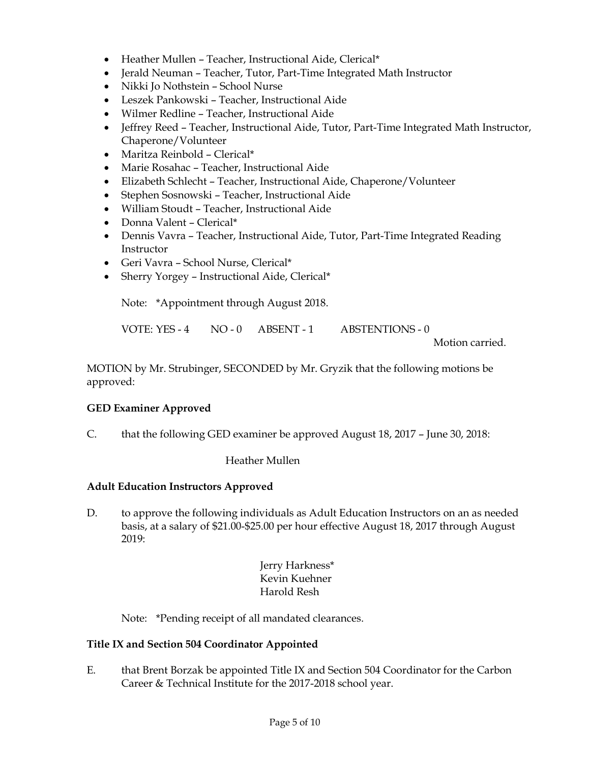- Heather Mullen – Teacher, Instructional Aide, Clerical*
- Jerald Neuman – Teacher, Tutor, Part-Time Integrated Math Instructor
- Nikki Jo Nothstein – School Nurse
- Leszek Pankowski – Teacher, Instructional Aide
- Wilmer Redline – Teacher, Instructional Aide
- Jeffrey Reed – Teacher, Instructional Aide, Tutor, Part-Time Integrated Math Instructor, Chaperone/Volunteer
- Maritza Reinbold – Clerical*
- Marie Rosahac – Teacher, Instructional Aide
- Elizabeth Schlecht – Teacher, Instructional Aide, Chaperone/Volunteer
- Stephen Sosnowski – Teacher, Instructional Aide
- William Stoudt – Teacher, Instructional Aide
- Donna Valent – Clerical*
- Dennis Vavra – Teacher, Instructional Aide, Tutor, Part-Time Integrated Reading Instructor
- Geri Vavra – School Nurse, Clerical*
- Sherry Yorgey – Instructional Aide, Clerical*

Note: *Appointment through August 2018.

VOTE: YES - 4 NO - 0 ABSENT - 1 ABSTENTIONS - 0

Motion carried.

MOTION by Mr. Strubinger, SECONDED by Mr. Gryzik that the following motions be approved:

**GED Examiner Approved**

C. that the following GED examiner be approved August 18, 2017 – June 30, 2018:

Heather Mullen

**Adult Education Instructors Approved**

D. to approve the following individuals as Adult Education Instructors on an as needed basis, at a salary of $21.00-$25.00 per hour effective August 18, 2017 through August 2019:

Jerry Harkness*
Kevin Kuehner
Harold Resh

Note: *Pending receipt of all mandated clearances.

**Title IX and Section 504 Coordinator Appointed**

E. that Brent Borzak be appointed Title IX and Section 504 Coordinator for the Carbon Career & Technical Institute for the 2017-2018 school year.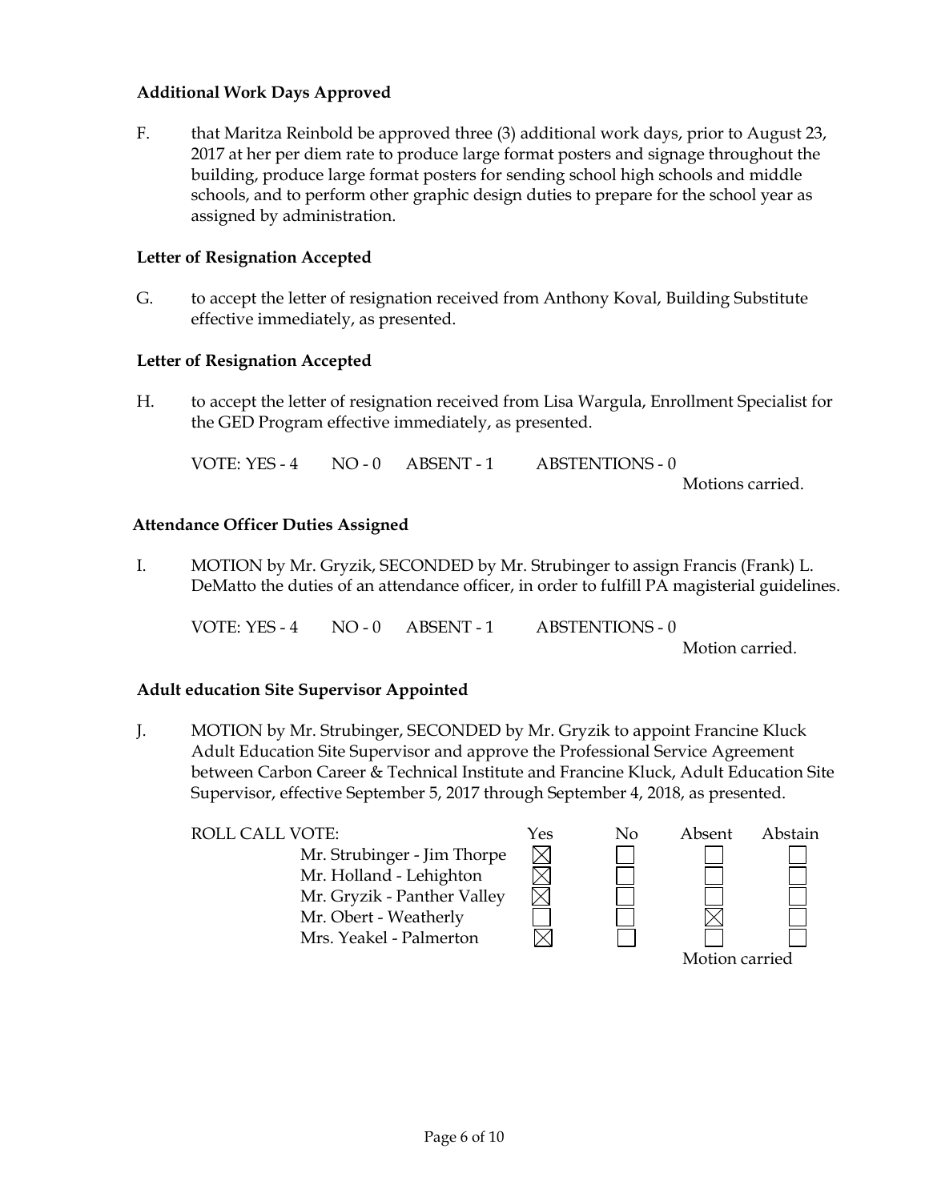**Additional Work Days Approved**

F. that Maritza Reinbold be approved three (3) additional work days, prior to August 23, 2017 at her per diem rate to produce large format posters and signage throughout the building, produce large format posters for sending school high schools and middle schools, and to perform other graphic design duties to prepare for the school year as assigned by administration.

**Letter of Resignation Accepted**

G. to accept the letter of resignation received from Anthony Koval, Building Substitute effective immediately, as presented.

**Letter of Resignation Accepted**

H. to accept the letter of resignation received from Lisa Wargula, Enrollment Specialist for the GED Program effective immediately, as presented.

VOTE: YES - 4 NO - 0 ABSENT - 1 ABSTENTIONS - 0

Motions carried.

**Attendance Officer Duties Assigned**

I. MOTION by Mr. Gryzik, SECONDED by Mr. Strubinger to assign Francis (Frank) L. DeMatto the duties of an attendance officer, in order to fulfill PA magisterial guidelines.

VOTE: YES - 4 NO - 0 ABSENT - 1 ABSTENTIONS - 0

Motion carried.

**Adult education Site Supervisor Appointed**

J. MOTION by Mr. Strubinger, SECONDED by Mr. Gryzik to appoint Francine Kluck Adult Education Site Supervisor and approve the Professional Service Agreement between Carbon Career & Technical Institute and Francine Kluck, Adult Education Site Supervisor, effective September 5, 2017 through September 4, 2018, as presented.

| ROLL CALL VOTE: | Yes | No | Absent | Abstain |
|---|---|---|---|---|
| Mr. Strubinger - Jim Thorpe | ☒ | ☐ | ☐ | ☐ |
| Mr. Holland - Lehighton | ☒ | ☐ | ☐ | ☐ |
| Mr. Gryzik - Panther Valley | ☒ | ☐ | ☐ | ☐ |
| Mr. Obert - Weatherly | ☐ | ☐ | ☒ | ☐ |
| Mrs. Yeakel - Palmerton | ☒ | ☐ | ☐ | ☐ |

Motion carried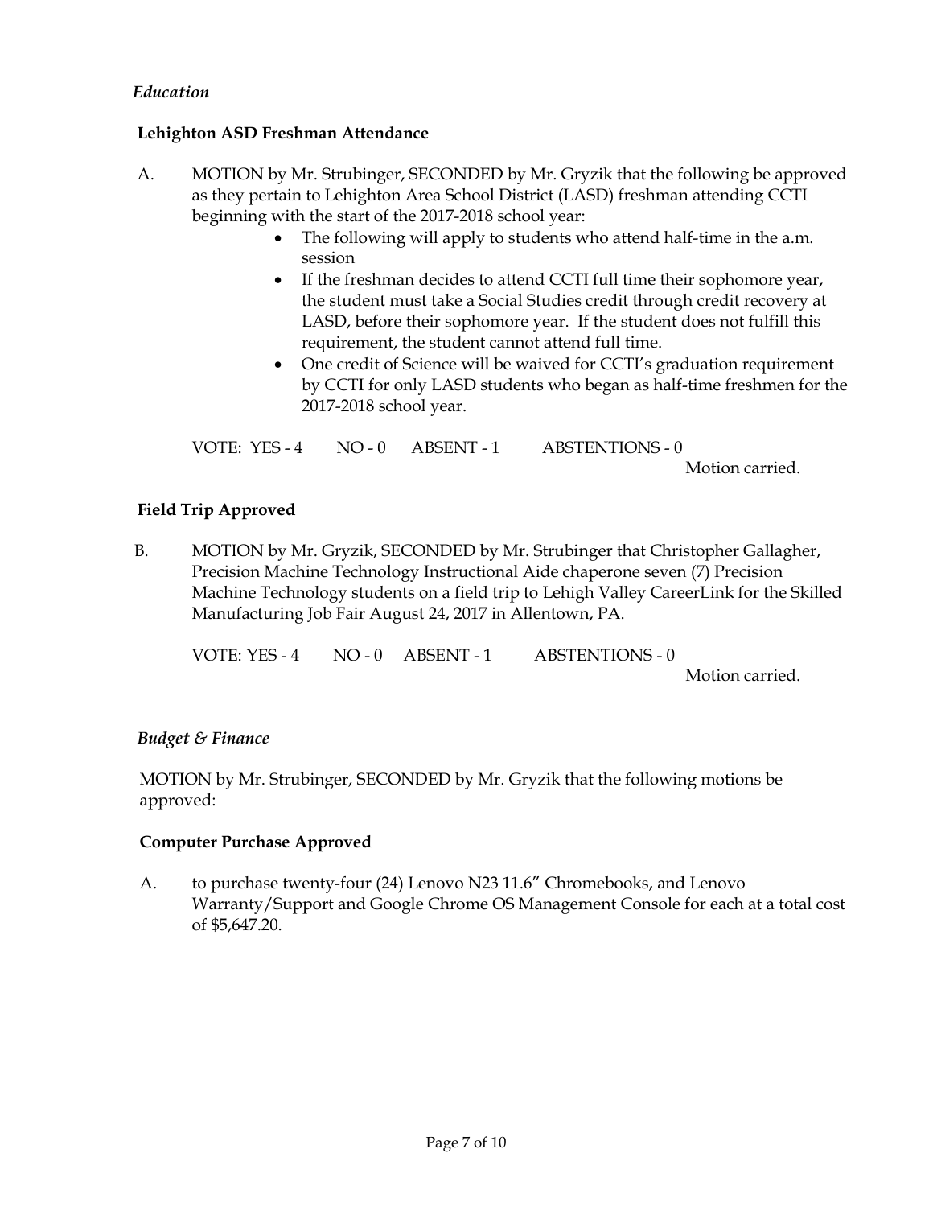*Education*

**Lehighton ASD Freshman Attendance**

A. MOTION by Mr. Strubinger, SECONDED by Mr. Gryzik that the following be approved as they pertain to Lehighton Area School District (LASD) freshman attending CCTI beginning with the start of the 2017-2018 school year:

- The following will apply to students who attend half-time in the a.m. session
- If the freshman decides to attend CCTI full time their sophomore year, the student must take a Social Studies credit through credit recovery at LASD, before their sophomore year. If the student does not fulfill this requirement, the student cannot attend full time.
- One credit of Science will be waived for CCTI's graduation requirement by CCTI for only LASD students who began as half-time freshmen for the 2017-2018 school year.

VOTE: YES - 4 NO - 0 ABSENT - 1 ABSTENTIONS - 0

Motion carried.

**Field Trip Approved**

B. MOTION by Mr. Gryzik, SECONDED by Mr. Strubinger that Christopher Gallagher, Precision Machine Technology Instructional Aide chaperone seven (7) Precision Machine Technology students on a field trip to Lehigh Valley CareerLink for the Skilled Manufacturing Job Fair August 24, 2017 in Allentown, PA.

VOTE: YES - 4 NO - 0 ABSENT - 1 ABSTENTIONS - 0

Motion carried.

*Budget & Finance*

MOTION by Mr. Strubinger, SECONDED by Mr. Gryzik that the following motions be approved:

**Computer Purchase Approved**

A. to purchase twenty-four (24) Lenovo N23 11.6" Chromebooks, and Lenovo Warranty/Support and Google Chrome OS Management Console for each at a total cost of $5,647.20.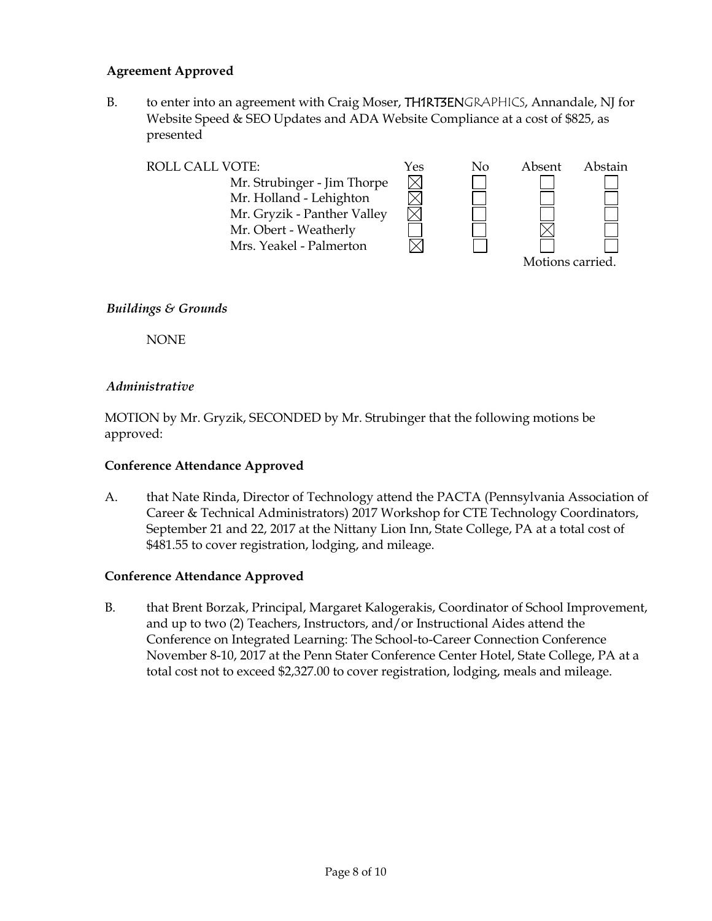**Agreement Approved**

B. to enter into an agreement with Craig Moser, TH1RT3ENGRAPHICS, Annandale, NJ for Website Speed & SEO Updates and ADA Website Compliance at a cost of $825, as presented

| ROLL CALL VOTE: | Yes | No | Absent | Abstain |
|---|---|---|---|---|
| Mr. Strubinger - Jim Thorpe | ☒ | ☐ | ☐ | ☐ |
| Mr. Holland - Lehighton | ☒ | ☐ | ☐ | ☐ |
| Mr. Gryzik - Panther Valley | ☒ | ☐ | ☐ | ☐ |
| Mr. Obert - Weatherly | ☐ | ☐ | ☒ | ☐ |
| Mrs. Yeakel - Palmerton | ☒ | ☐ | ☐ | ☐ |

Motions carried.

*Buildings & Grounds*

NONE

*Administrative*

MOTION by Mr. Gryzik, SECONDED by Mr. Strubinger that the following motions be approved:

**Conference Attendance Approved**

A. that Nate Rinda, Director of Technology attend the PACTA (Pennsylvania Association of Career & Technical Administrators) 2017 Workshop for CTE Technology Coordinators, September 21 and 22, 2017 at the Nittany Lion Inn, State College, PA at a total cost of $481.55 to cover registration, lodging, and mileage.

**Conference Attendance Approved**

B. that Brent Borzak, Principal, Margaret Kalogerakis, Coordinator of School Improvement, and up to two (2) Teachers, Instructors, and/or Instructional Aides attend the Conference on Integrated Learning: The School-to-Career Connection Conference November 8-10, 2017 at the Penn Stater Conference Center Hotel, State College, PA at a total cost not to exceed $2,327.00 to cover registration, lodging, meals and mileage.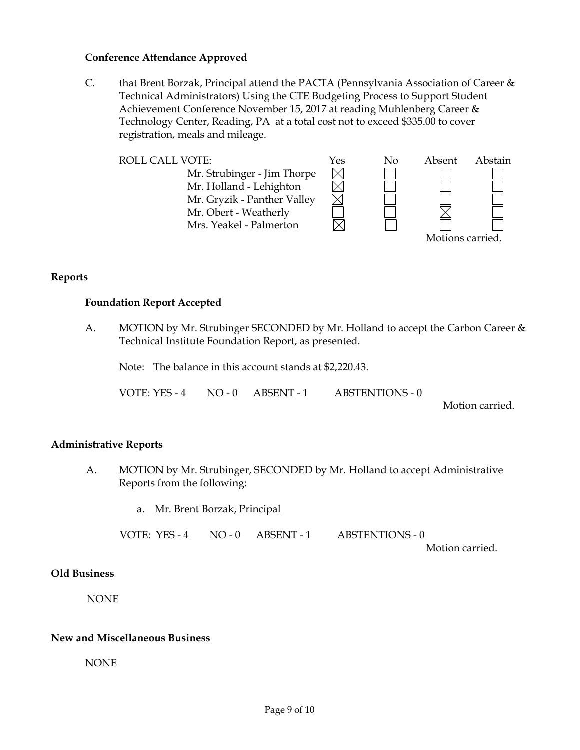**Conference Attendance Approved**

C. that Brent Borzak, Principal attend the PACTA (Pennsylvania Association of Career & Technical Administrators) Using the CTE Budgeting Process to Support Student Achievement Conference November 15, 2017 at reading Muhlenberg Career & Technology Center, Reading, PA at a total cost not to exceed $335.00 to cover registration, meals and mileage.

| ROLL CALL VOTE: | Yes | No | Absent | Abstain |
|---|---|---|---|---|
| Mr. Strubinger - Jim Thorpe | ☒ | ☐ | ☐ | ☐ |
| Mr. Holland - Lehighton | ☒ | ☐ | ☐ | ☐ |
| Mr. Gryzik - Panther Valley | ☒ | ☐ | ☐ | ☐ |
| Mr. Obert - Weatherly | ☐ | ☐ | ☒ | ☐ |
| Mrs. Yeakel - Palmerton | ☒ | ☐ | ☐ | |

Motions carried.

## Reports

**Foundation Report Accepted**

A. MOTION by Mr. Strubinger SECONDED by Mr. Holland to accept the Carbon Career & Technical Institute Foundation Report, as presented.

Note: The balance in this account stands at $2,220.43.

VOTE: YES - 4 NO - 0 ABSENT - 1 ABSTENTIONS - 0

Motion carried.

## Administrative Reports

A. MOTION by Mr. Strubinger, SECONDED by Mr. Holland to accept Administrative Reports from the following:

a. Mr. Brent Borzak, Principal

VOTE: YES - 4 NO - 0 ABSENT - 1 ABSTENTIONS - 0

Motion carried.

## Old Business

NONE

## New and Miscellaneous Business

NONE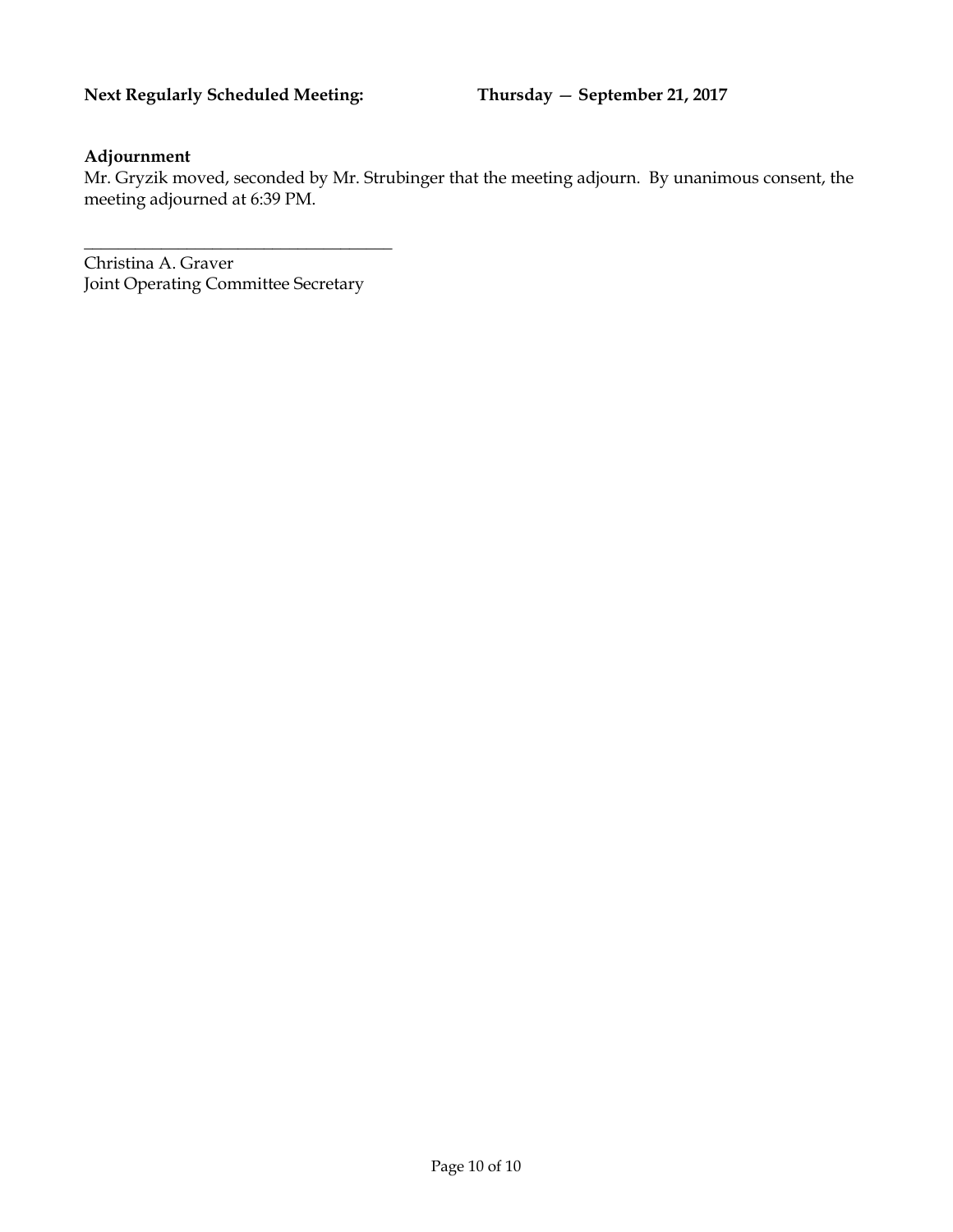**Next Regularly Scheduled Meeting:** **Thursday — September 21, 2017**

**Adjournment**

Mr. Gryzik moved, seconded by Mr. Strubinger that the meeting adjourn. By unanimous consent, the meeting adjourned at 6:39 PM.

_____________________________________

Christina A. Graver
Joint Operating Committee Secretary